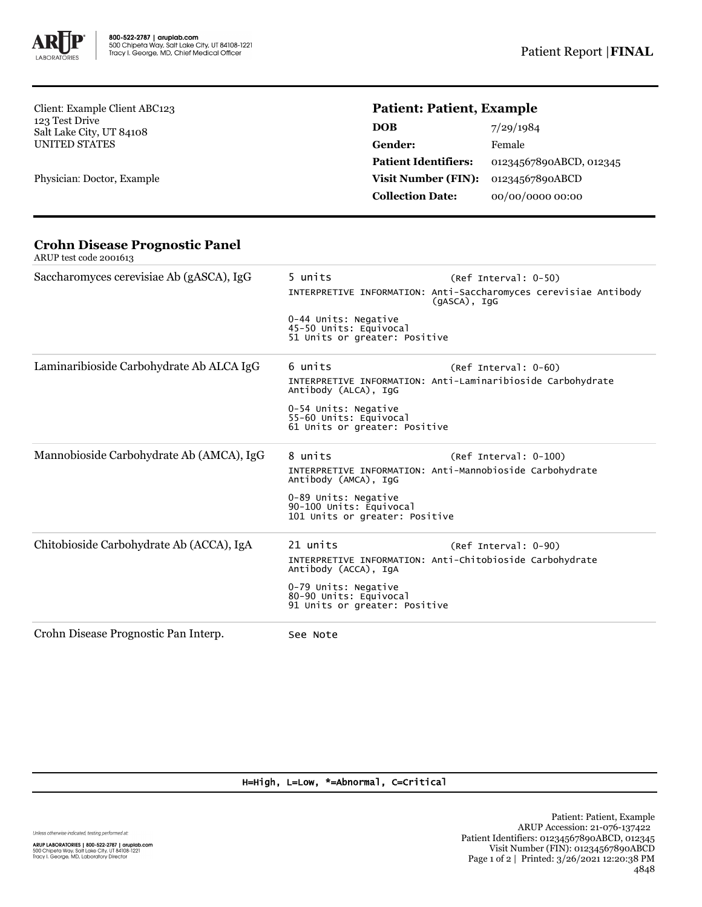800-522-2787 | aruplab.com
500 Chipeta Way, Salt Lake City, UT 84108-1221
Tracy I. George, MD, Chief Medical Officer

Patient Report | **FINAL**

Client: Example Client ABC123
123 Test Drive
Salt Lake City, UT 84108
UNITED STATES

Physician: Doctor, Example

## Patient: Patient, Example

| | |
|---|---|
| **DOB** | 7/29/1984 |
| **Gender:** | Female |
| **Patient Identifiers:** | 01234567890ABCD, 012345 |
| **Visit Number (FIN):** | 01234567890ABCD |
| **Collection Date:** | 00/00/0000 00:00 |

## Crohn Disease Prognostic Panel

ARUP test code 2001613

| Test | Result |
|---|---|
| Saccharomyces cerevisiae Ab (gASCA), IgG | 5 units (Ref Interval: 0-50)<br>INTERPRETIVE INFORMATION: Anti-Saccharomyces cerevisiae Antibody (gASCA), IgG<br>0-44 Units: Negative<br>45-50 Units: Equivocal<br>51 Units or greater: Positive |
| Laminaribioside Carbohydrate Ab ALCA IgG | 6 units (Ref Interval: 0-60)<br>INTERPRETIVE INFORMATION: Anti-Laminaribioside Carbohydrate Antibody (ALCA), IgG<br>0-54 Units: Negative<br>55-60 Units: Equivocal<br>61 Units or greater: Positive |
| Mannobioside Carbohydrate Ab (AMCA), IgG | 8 units (Ref Interval: 0-100)<br>INTERPRETIVE INFORMATION: Anti-Mannobioside Carbohydrate Antibody (AMCA), IgG<br>0-89 Units: Negative<br>90-100 Units: Equivocal<br>101 Units or greater: Positive |
| Chitobioside Carbohydrate Ab (ACCA), IgA | 21 units (Ref Interval: 0-90)<br>INTERPRETIVE INFORMATION: Anti-Chitobioside Carbohydrate Antibody (ACCA), IgA<br>0-79 Units: Negative<br>80-90 Units: Equivocal<br>91 Units or greater: Positive |
| Crohn Disease Prognostic Pan Interp. | See Note |

H=High, L=Low, *=Abnormal, C=Critical

Unless otherwise indicated, testing performed at:

ARUP LABORATORIES | 800-522-2787 | aruplab.com
500 Chipeta Way, Salt Lake City, UT 84108-1221
Tracy I. George, MD, Laboratory Director

Patient: Patient, Example
ARUP Accession: 21-076-137422
Patient Identifiers: 01234567890ABCD, 012345
Visit Number (FIN): 01234567890ABCD
Printed: 3/26/2021 12:20:38 PM
4848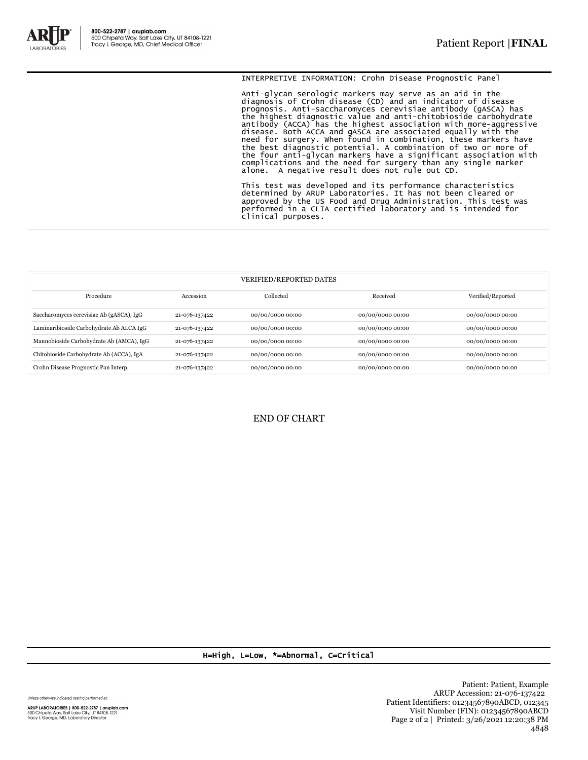INTERPRETIVE INFORMATION: Crohn Disease Prognostic Panel

Anti-glycan serologic markers may serve as an aid in the diagnosis of Crohn disease (CD) and an indicator of disease prognosis. Anti-saccharomyces cerevisiae antibody (gASCA) has the highest diagnostic value and anti-chitobioside carbohydrate antibody (ACCA) has the highest association with more-aggressive disease. Both ACCA and gASCA are associated equally with the need for surgery. When found in combination, these markers have the best diagnostic potential. A combination of two or more of the four anti-glycan markers have a significant association with complications and the need for surgery than any single marker alone. A negative result does not rule out CD.

This test was developed and its performance characteristics determined by ARUP Laboratories. It has not been cleared or approved by the US Food and Drug Administration. This test was performed in a CLIA certified laboratory and is intended for clinical purposes.

VERIFIED/REPORTED DATES

| Procedure | Accession | Collected | Received | Verified/Reported |
|---|---|---|---|---|
| Saccharomyces cerevisiae Ab (gASCA), IgG | 21-076-137422 | 00/00/0000 00:00 | 00/00/0000 00:00 | 00/00/0000 00:00 |
| Laminaribioside Carbohydrate Ab ALCA IgG | 21-076-137422 | 00/00/0000 00:00 | 00/00/0000 00:00 | 00/00/0000 00:00 |
| Mannobioside Carbohydrate Ab (AMCA), IgG | 21-076-137422 | 00/00/0000 00:00 | 00/00/0000 00:00 | 00/00/0000 00:00 |
| Chitobioside Carbohydrate Ab (ACCA), IgA | 21-076-137422 | 00/00/0000 00:00 | 00/00/0000 00:00 | 00/00/0000 00:00 |
| Crohn Disease Prognostic Pan Interp. | 21-076-137422 | 00/00/0000 00:00 | 00/00/0000 00:00 | 00/00/0000 00:00 |

END OF CHART

H=High, L=Low, *=Abnormal, C=Critical

Unless otherwise indicated, testing performed at:

**ARUP LABORATORIES | 800-522-2787 | aruplab.com**
500 Chipeta Way, Salt Lake City, UT 84108-1221
Tracy I. George, MD, Laboratory Director

Patient: Patient, Example
ARUP Accession: 21-076-137422
Patient Identifiers: 01234567890ABCD, 012345
Visit Number (FIN): 01234567890ABCD
Printed: 3/26/2021 12:20:38 PM
4848